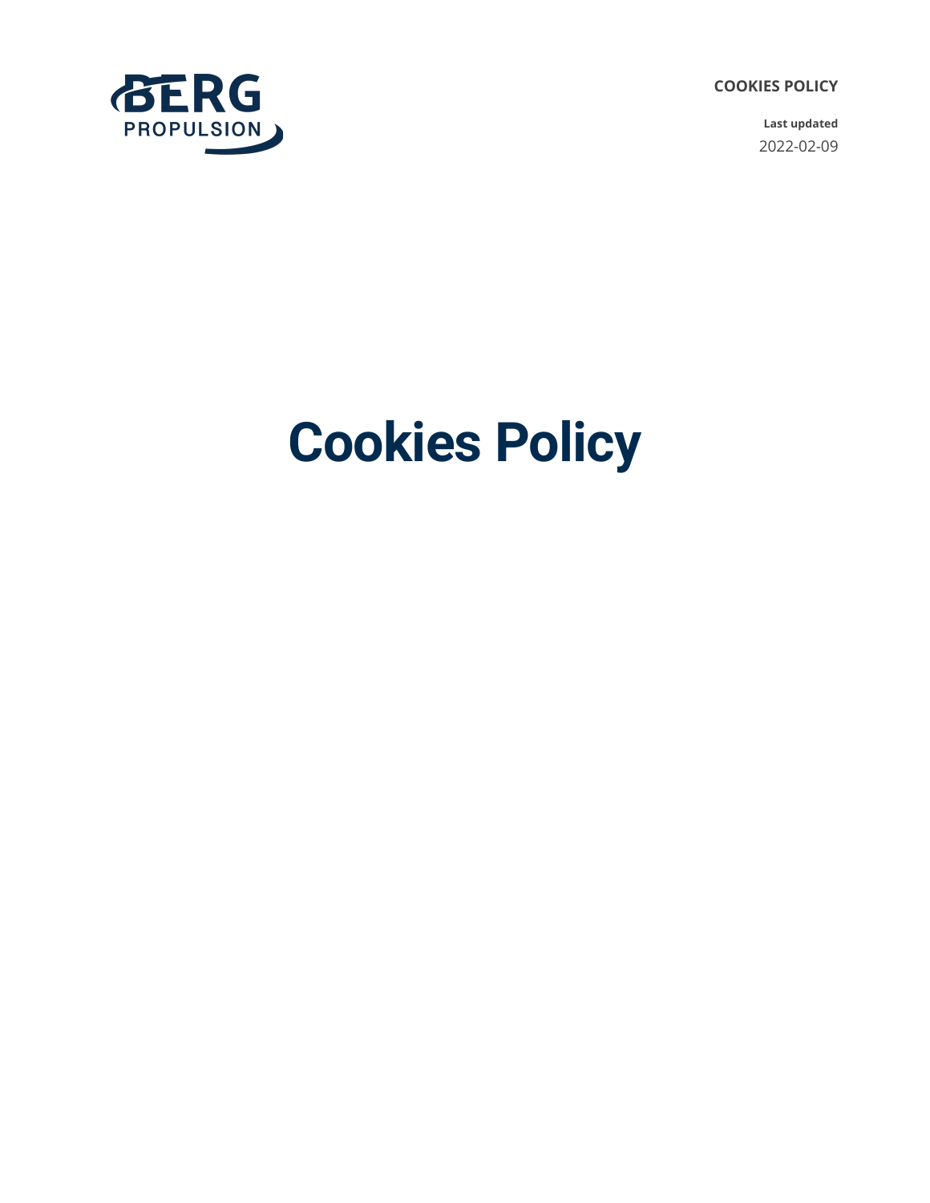**COOKIES POLICY**

**Last updated**
2022-02-09

# Cookies Policy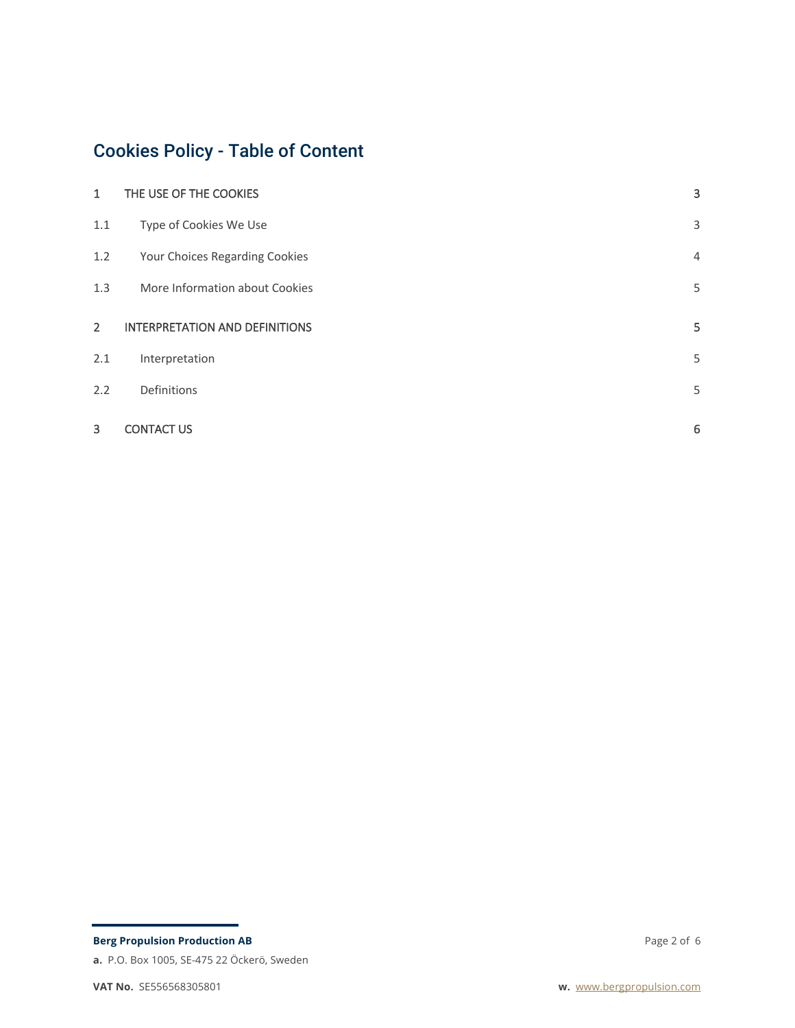# Cookies Policy - Table of Content

| | | |
|---|---|---|
| 1 | THE USE OF THE COOKIES | 3 |
| 1.1 | Type of Cookies We Use | 3 |
| 1.2 | Your Choices Regarding Cookies | 4 |
| 1.3 | More Information about Cookies | 5 |
| 2 | INTERPRETATION AND DEFINITIONS | 5 |
| 2.1 | Interpretation | 5 |
| 2.2 | Definitions | 5 |
| 3 | CONTACT US | 6 |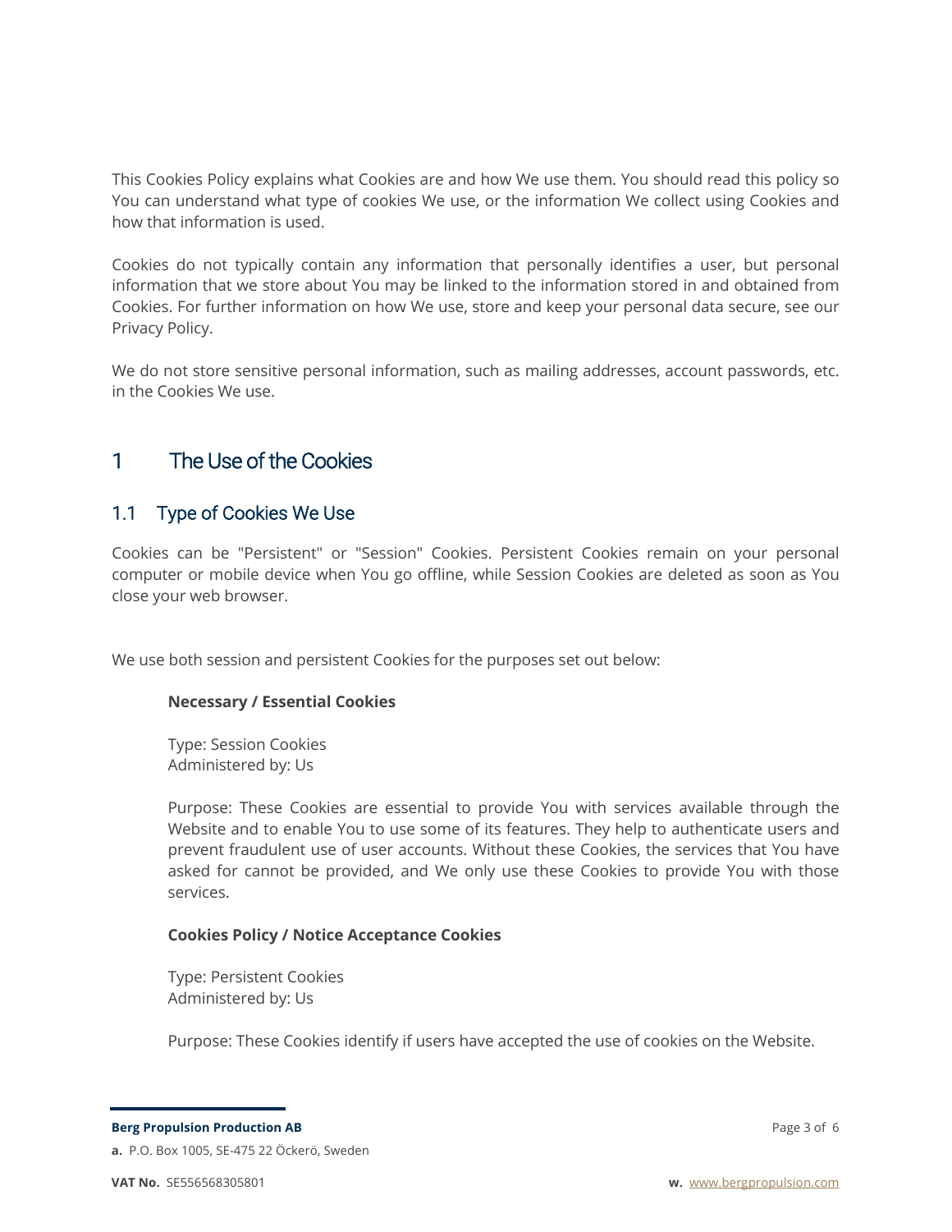This Cookies Policy explains what Cookies are and how We use them. You should read this policy so You can understand what type of cookies We use, or the information We collect using Cookies and how that information is used.

Cookies do not typically contain any information that personally identifies a user, but personal information that we store about You may be linked to the information stored in and obtained from Cookies. For further information on how We use, store and keep your personal data secure, see our Privacy Policy.

We do not store sensitive personal information, such as mailing addresses, account passwords, etc. in the Cookies We use.

# 1 The Use of the Cookies

## 1.1 Type of Cookies We Use

Cookies can be "Persistent" or "Session" Cookies. Persistent Cookies remain on your personal computer or mobile device when You go offline, while Session Cookies are deleted as soon as You close your web browser.

We use both session and persistent Cookies for the purposes set out below:

**Necessary / Essential Cookies**

Type: Session Cookies
Administered by: Us

Purpose: These Cookies are essential to provide You with services available through the Website and to enable You to use some of its features. They help to authenticate users and prevent fraudulent use of user accounts. Without these Cookies, the services that You have asked for cannot be provided, and We only use these Cookies to provide You with those services.

**Cookies Policy / Notice Acceptance Cookies**

Type: Persistent Cookies
Administered by: Us

Purpose: These Cookies identify if users have accepted the use of cookies on the Website.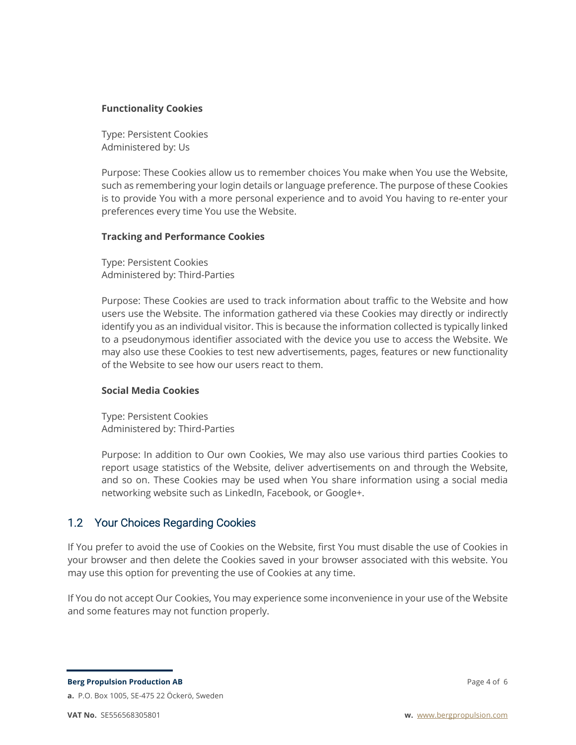**Functionality Cookies**

Type: Persistent Cookies
Administered by: Us

Purpose: These Cookies allow us to remember choices You make when You use the Website, such as remembering your login details or language preference. The purpose of these Cookies is to provide You with a more personal experience and to avoid You having to re-enter your preferences every time You use the Website.

**Tracking and Performance Cookies**

Type: Persistent Cookies
Administered by: Third-Parties

Purpose: These Cookies are used to track information about traffic to the Website and how users use the Website. The information gathered via these Cookies may directly or indirectly identify you as an individual visitor. This is because the information collected is typically linked to a pseudonymous identifier associated with the device you use to access the Website. We may also use these Cookies to test new advertisements, pages, features or new functionality of the Website to see how our users react to them.

**Social Media Cookies**

Type: Persistent Cookies
Administered by: Third-Parties

Purpose: In addition to Our own Cookies, We may also use various third parties Cookies to report usage statistics of the Website, deliver advertisements on and through the Website, and so on. These Cookies may be used when You share information using a social media networking website such as LinkedIn, Facebook, or Google+.

## 1.2 Your Choices Regarding Cookies

If You prefer to avoid the use of Cookies on the Website, first You must disable the use of Cookies in your browser and then delete the Cookies saved in your browser associated with this website. You may use this option for preventing the use of Cookies at any time.

If You do not accept Our Cookies, You may experience some inconvenience in your use of the Website and some features may not function properly.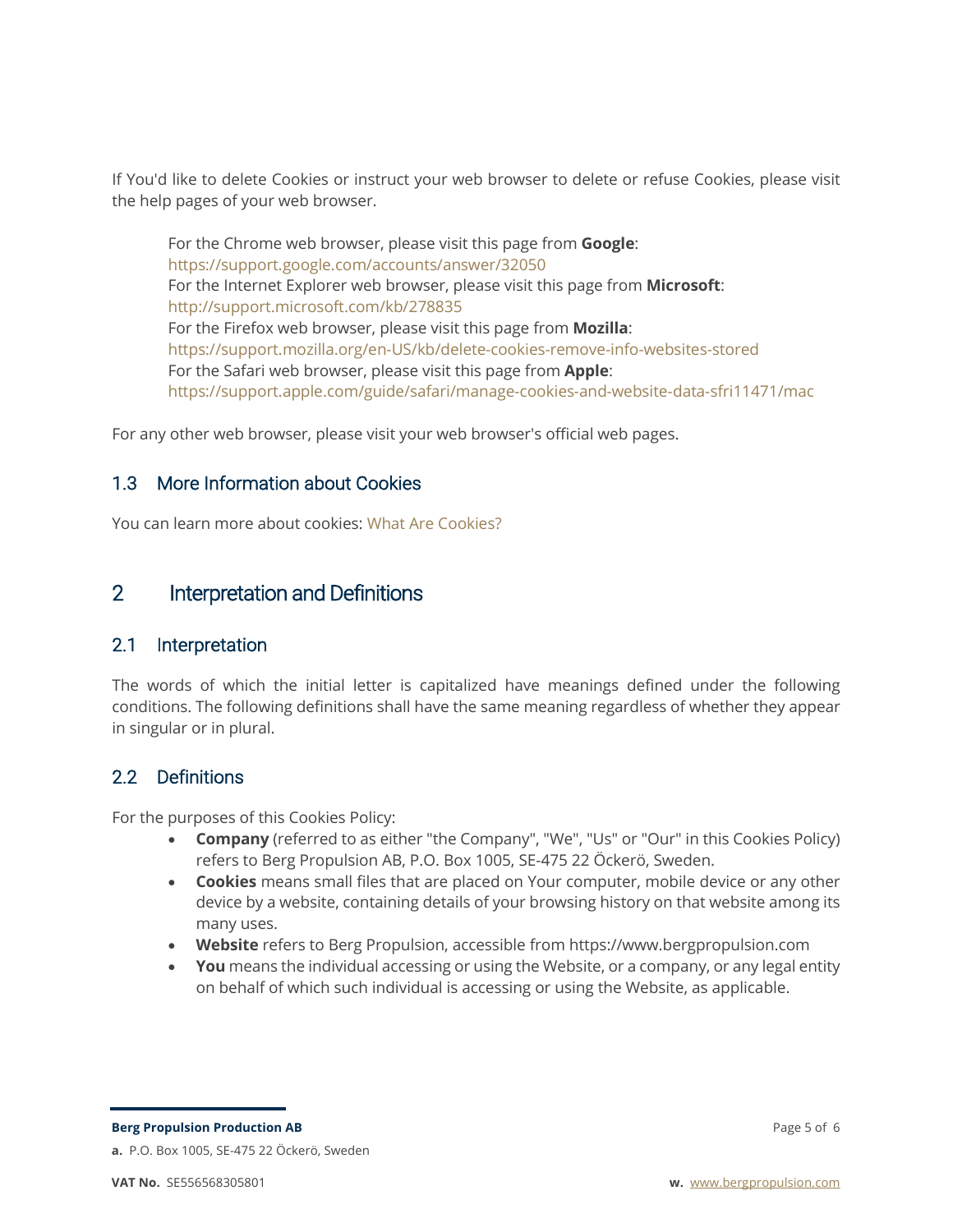If You'd like to delete Cookies or instruct your web browser to delete or refuse Cookies, please visit the help pages of your web browser.

For the Chrome web browser, please visit this page from **Google**:
https://support.google.com/accounts/answer/32050
For the Internet Explorer web browser, please visit this page from **Microsoft**:
http://support.microsoft.com/kb/278835
For the Firefox web browser, please visit this page from **Mozilla**:
https://support.mozilla.org/en-US/kb/delete-cookies-remove-info-websites-stored
For the Safari web browser, please visit this page from **Apple**:
https://support.apple.com/guide/safari/manage-cookies-and-website-data-sfri11471/mac

For any other web browser, please visit your web browser's official web pages.

### 1.3 More Information about Cookies

You can learn more about cookies: What Are Cookies?

## 2 Interpretation and Definitions

### 2.1 Interpretation

The words of which the initial letter is capitalized have meanings defined under the following conditions. The following definitions shall have the same meaning regardless of whether they appear in singular or in plural.

### 2.2 Definitions

For the purposes of this Cookies Policy:

- **Company** (referred to as either "the Company", "We", "Us" or "Our" in this Cookies Policy) refers to Berg Propulsion AB, P.O. Box 1005, SE-475 22 Öckerö, Sweden.
- **Cookies** means small files that are placed on Your computer, mobile device or any other device by a website, containing details of your browsing history on that website among its many uses.
- **Website** refers to Berg Propulsion, accessible from https://www.bergpropulsion.com
- **You** means the individual accessing or using the Website, or a company, or any legal entity on behalf of which such individual is accessing or using the Website, as applicable.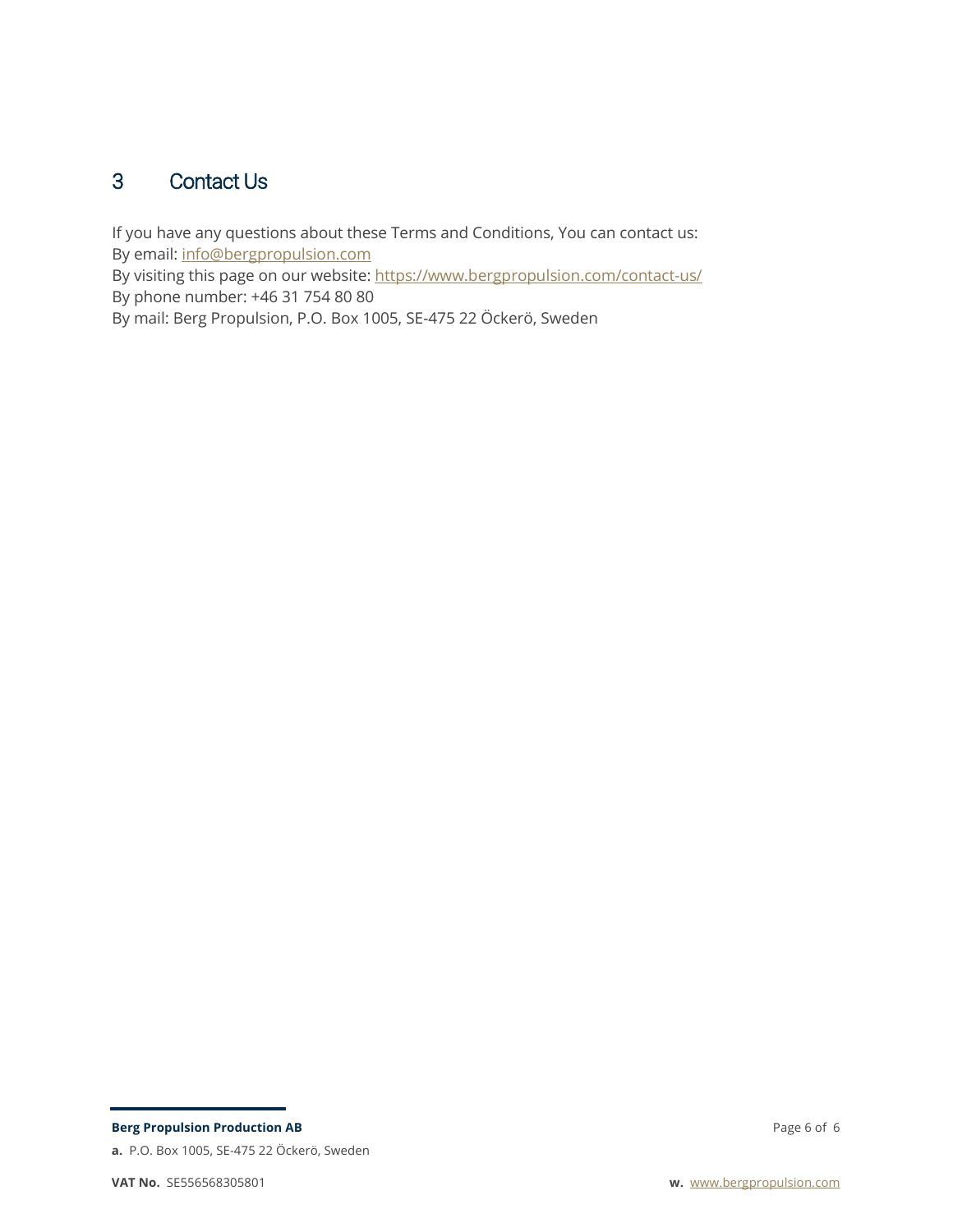## 3 Contact Us

If you have any questions about these Terms and Conditions, You can contact us:
By email: info@bergpropulsion.com
By visiting this page on our website: https://www.bergpropulsion.com/contact-us/
By phone number: +46 31 754 80 80
By mail: Berg Propulsion, P.O. Box 1005, SE-475 22 Öckerö, Sweden